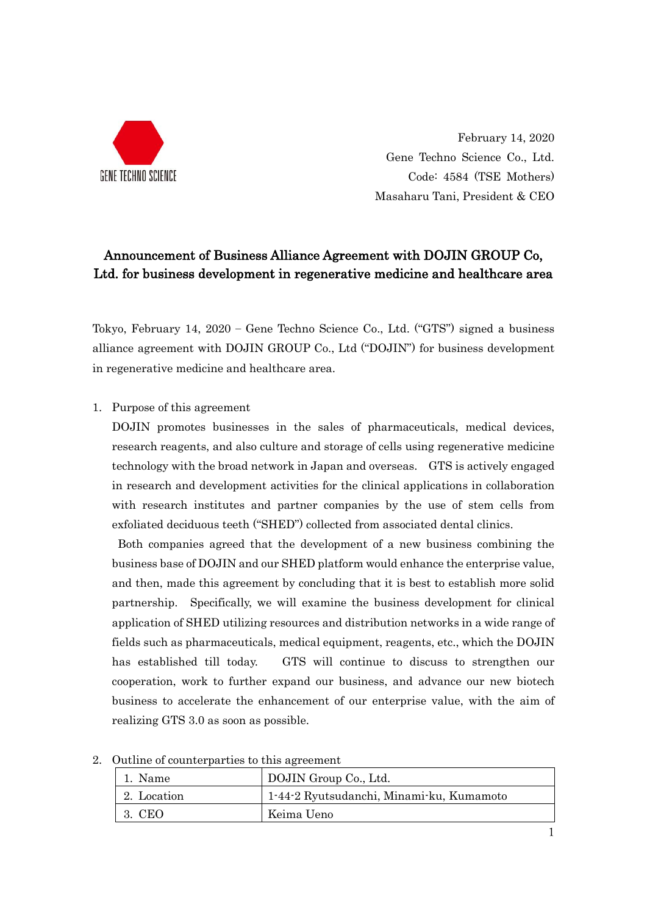GENE TECHNO SCIENCE

February 14, 2020
Gene Techno Science Co., Ltd.
Code: 4584 (TSE Mothers)
Masaharu Tani, President & CEO

# Announcement of Business Alliance Agreement with DOJIN GROUP Co, Ltd. for business development in regenerative medicine and healthcare area

Tokyo, February 14, 2020 – Gene Techno Science Co., Ltd. ("GTS") signed a business alliance agreement with DOJIN GROUP Co., Ltd ("DOJIN") for business development in regenerative medicine and healthcare area.

1. Purpose of this agreement

   DOJIN promotes businesses in the sales of pharmaceuticals, medical devices, research reagents, and also culture and storage of cells using regenerative medicine technology with the broad network in Japan and overseas. GTS is actively engaged in research and development activities for the clinical applications in collaboration with research institutes and partner companies by the use of stem cells from exfoliated deciduous teeth ("SHED") collected from associated dental clinics.

   Both companies agreed that the development of a new business combining the business base of DOJIN and our SHED platform would enhance the enterprise value, and then, made this agreement by concluding that it is best to establish more solid partnership. Specifically, we will examine the business development for clinical application of SHED utilizing resources and distribution networks in a wide range of fields such as pharmaceuticals, medical equipment, reagents, etc., which the DOJIN has established till today. GTS will continue to discuss to strengthen our cooperation, work to further expand our business, and advance our new biotech business to accelerate the enhancement of our enterprise value, with the aim of realizing GTS 3.0 as soon as possible.

2. Outline of counterparties to this agreement

| 1. Name | DOJIN Group Co., Ltd. |
|---|---|
| 2. Location | 1-44-2 Ryutsudanchi, Minami-ku, Kumamoto |
| 3. CEO | Keima Ueno |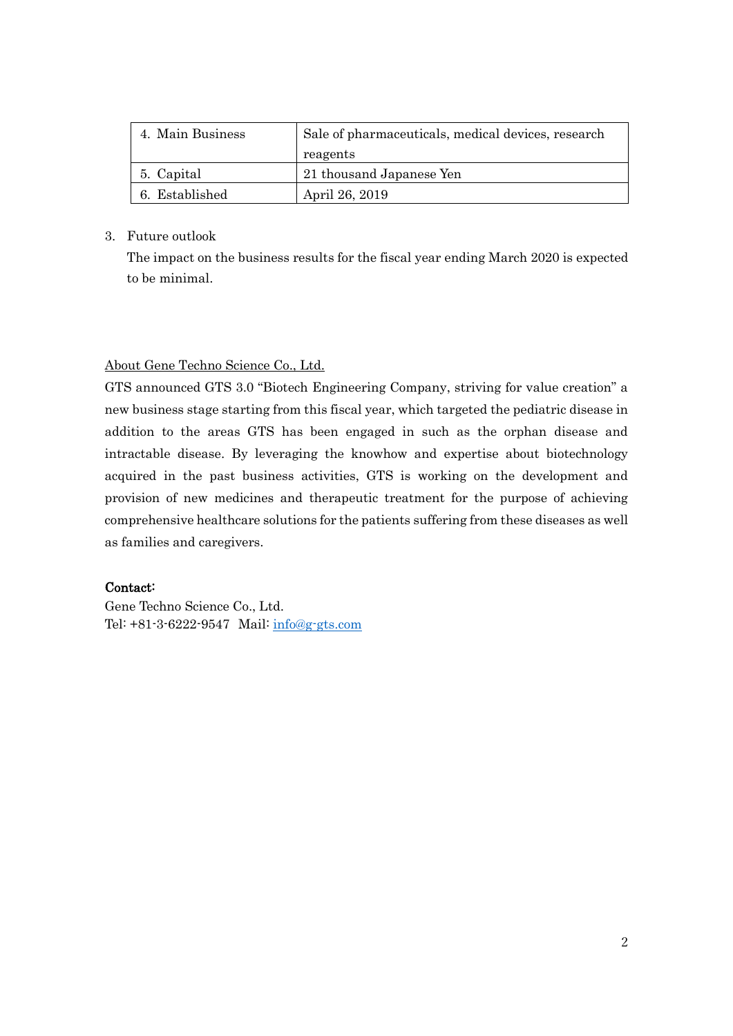| | |
|---|---|
| 4. Main Business | Sale of pharmaceuticals, medical devices, research reagents |
| 5. Capital | 21 thousand Japanese Yen |
| 6. Established | April 26, 2019 |

3. Future outlook

   The impact on the business results for the fiscal year ending March 2020 is expected to be minimal.

About Gene Techno Science Co., Ltd.

GTS announced GTS 3.0 "Biotech Engineering Company, striving for value creation" a new business stage starting from this fiscal year, which targeted the pediatric disease in addition to the areas GTS has been engaged in such as the orphan disease and intractable disease. By leveraging the knowhow and expertise about biotechnology acquired in the past business activities, GTS is working on the development and provision of new medicines and therapeutic treatment for the purpose of achieving comprehensive healthcare solutions for the patients suffering from these diseases as well as families and caregivers.

**Contact:**

Gene Techno Science Co., Ltd.
Tel: +81-3-6222-9547 Mail: info@g-gts.com